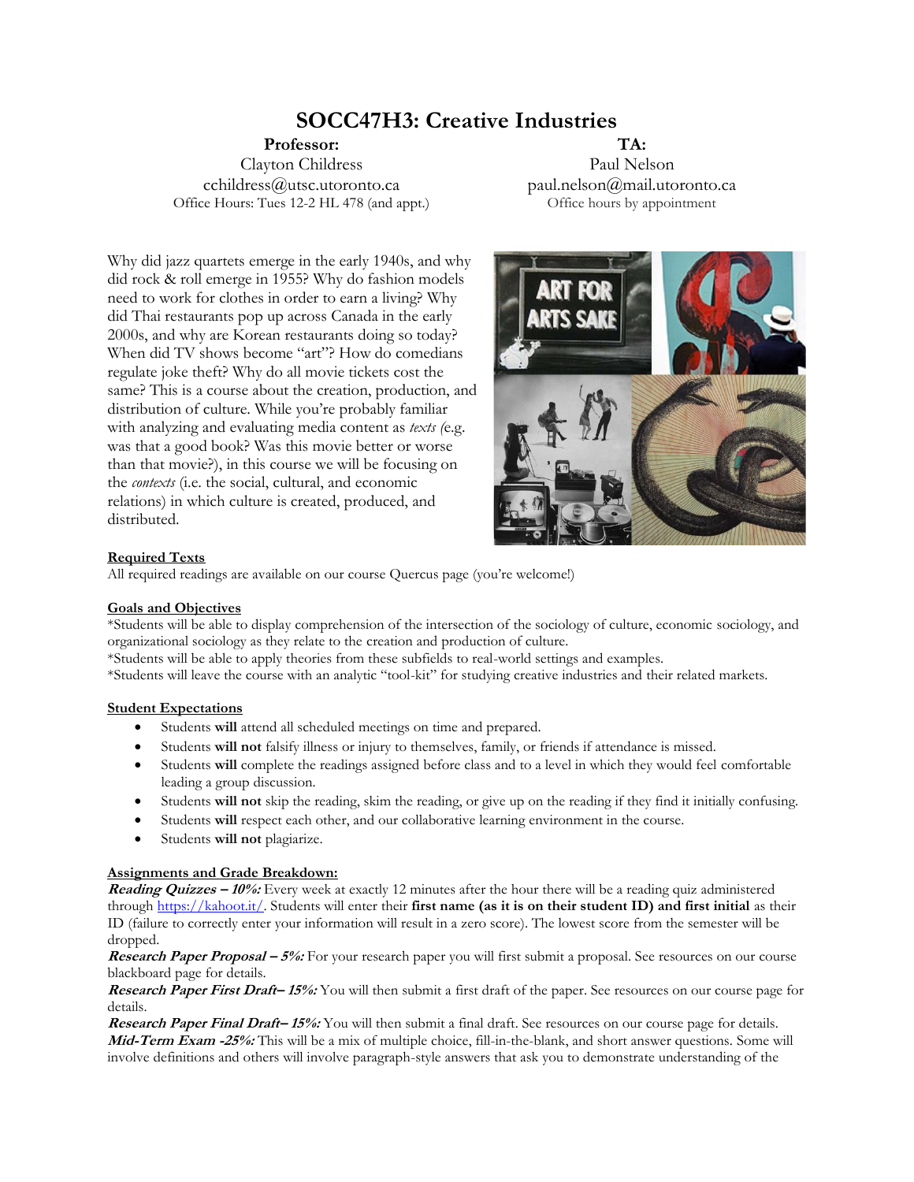# SOCC47H3: Creative Industries

**Professor:**
Clayton Childress
cchildress@utsc.utoronto.ca
Office Hours: Tues 12-2 HL 478 (and appt.)

**TA:**
Paul Nelson
paul.nelson@mail.utoronto.ca
Office hours by appointment

Why did jazz quartets emerge in the early 1940s, and why did rock & roll emerge in 1955? Why do fashion models need to work for clothes in order to earn a living? Why did Thai restaurants pop up across Canada in the early 2000s, and why are Korean restaurants doing so today? When did TV shows become "art"? How do comedians regulate joke theft? Why do all movie tickets cost the same? This is a course about the creation, production, and distribution of culture. While you're probably familiar with analyzing and evaluating media content as *texts* (e.g. was that a good book? Was this movie better or worse than that movie?), in this course we will be focusing on the *contexts* (i.e. the social, cultural, and economic relations) in which culture is created, produced, and distributed.

## Required Texts

All required readings are available on our course Quercus page (you're welcome!)

## Goals and Objectives

*Students will be able to display comprehension of the intersection of the sociology of culture, economic sociology, and organizational sociology as they relate to the creation and production of culture.
*Students will be able to apply theories from these subfields to real-world settings and examples.
*Students will leave the course with an analytic "tool-kit" for studying creative industries and their related markets.

## Student Expectations

- Students **will** attend all scheduled meetings on time and prepared.
- Students **will not** falsify illness or injury to themselves, family, or friends if attendance is missed.
- Students **will** complete the readings assigned before class and to a level in which they would feel comfortable leading a group discussion.
- Students **will not** skip the reading, skim the reading, or give up on the reading if they find it initially confusing.
- Students **will** respect each other, and our collaborative learning environment in the course.
- Students **will not** plagiarize.

## Assignments and Grade Breakdown:

***Reading Quizzes – 10%:*** Every week at exactly 12 minutes after the hour there will be a reading quiz administered through https://kahoot.it/. Students will enter their **first name (as it is on their student ID) and first initial** as their ID (failure to correctly enter your information will result in a zero score). The lowest score from the semester will be dropped.

***Research Paper Proposal – 5%:*** For your research paper you will first submit a proposal. See resources on our course blackboard page for details.

***Research Paper First Draft– 15%:*** You will then submit a first draft of the paper. See resources on our course page for details.

***Research Paper Final Draft– 15%:*** You will then submit a final draft. See resources on our course page for details.

***Mid-Term Exam -25%:*** This will be a mix of multiple choice, fill-in-the-blank, and short answer questions. Some will involve definitions and others will involve paragraph-style answers that ask you to demonstrate understanding of the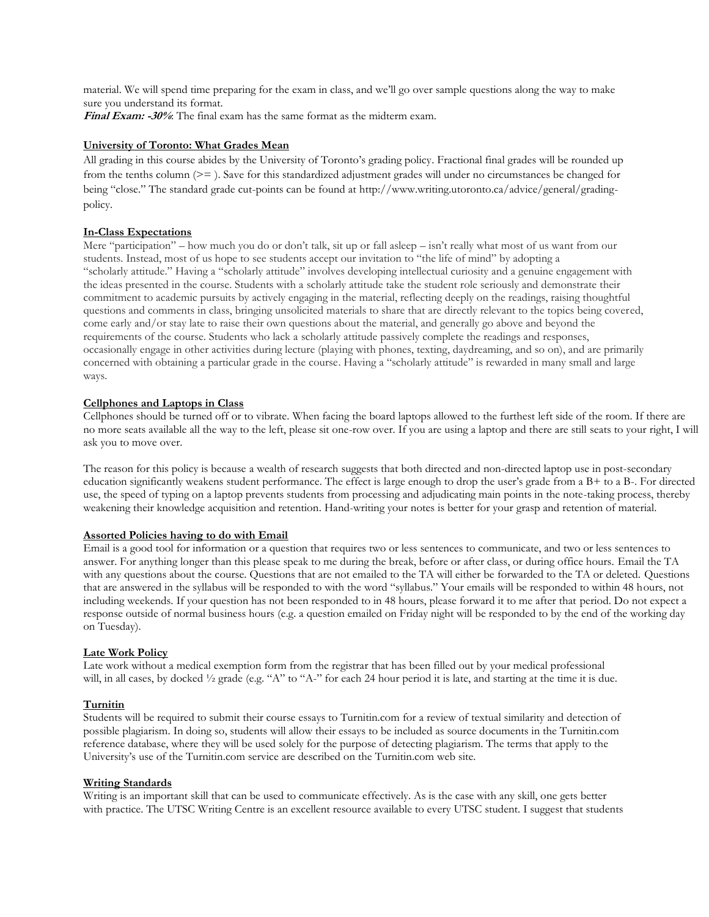material. We will spend time preparing for the exam in class, and we'll go over sample questions along the way to make sure you understand its format.

***Final Exam: -30%***: The final exam has the same format as the midterm exam.

**University of Toronto: What Grades Mean**

All grading in this course abides by the University of Toronto's grading policy. Fractional final grades will be rounded up from the tenths column (>= ). Save for this standardized adjustment grades will under no circumstances be changed for being "close." The standard grade cut-points can be found at http://www.writing.utoronto.ca/advice/general/grading-policy.

**In-Class Expectations**

Mere "participation" – how much you do or don't talk, sit up or fall asleep – isn't really what most of us want from our students. Instead, most of us hope to see students accept our invitation to "the life of mind" by adopting a "scholarly attitude." Having a "scholarly attitude" involves developing intellectual curiosity and a genuine engagement with the ideas presented in the course. Students with a scholarly attitude take the student role seriously and demonstrate their commitment to academic pursuits by actively engaging in the material, reflecting deeply on the readings, raising thoughtful questions and comments in class, bringing unsolicited materials to share that are directly relevant to the topics being covered, come early and/or stay late to raise their own questions about the material, and generally go above and beyond the requirements of the course. Students who lack a scholarly attitude passively complete the readings and responses, occasionally engage in other activities during lecture (playing with phones, texting, daydreaming, and so on), and are primarily concerned with obtaining a particular grade in the course. Having a "scholarly attitude" is rewarded in many small and large ways.

**Cellphones and Laptops in Class**

Cellphones should be turned off or to vibrate. When facing the board laptops allowed to the furthest left side of the room. If there are no more seats available all the way to the left, please sit one-row over. If you are using a laptop and there are still seats to your right, I will ask you to move over.

The reason for this policy is because a wealth of research suggests that both directed and non-directed laptop use in post-secondary education significantly weakens student performance. The effect is large enough to drop the user's grade from a B+ to a B-. For directed use, the speed of typing on a laptop prevents students from processing and adjudicating main points in the note-taking process, thereby weakening their knowledge acquisition and retention. Hand-writing your notes is better for your grasp and retention of material.

**Assorted Policies having to do with Email**

Email is a good tool for information or a question that requires two or less sentences to communicate, and two or less sentences to answer. For anything longer than this please speak to me during the break, before or after class, or during office hours. Email the TA with any questions about the course. Questions that are not emailed to the TA will either be forwarded to the TA or deleted. Questions that are answered in the syllabus will be responded to with the word "syllabus." Your emails will be responded to within 48 hours, not including weekends. If your question has not been responded to in 48 hours, please forward it to me after that period. Do not expect a response outside of normal business hours (e.g. a question emailed on Friday night will be responded to by the end of the working day on Tuesday).

**Late Work Policy**

Late work without a medical exemption form from the registrar that has been filled out by your medical professional will, in all cases, by docked ½ grade (e.g. "A" to "A-" for each 24 hour period it is late, and starting at the time it is due.

**Turnitin**

Students will be required to submit their course essays to Turnitin.com for a review of textual similarity and detection of possible plagiarism. In doing so, students will allow their essays to be included as source documents in the Turnitin.com reference database, where they will be used solely for the purpose of detecting plagiarism. The terms that apply to the University's use of the Turnitin.com service are described on the Turnitin.com web site.

**Writing Standards**

Writing is an important skill that can be used to communicate effectively. As is the case with any skill, one gets better with practice. The UTSC Writing Centre is an excellent resource available to every UTSC student. I suggest that students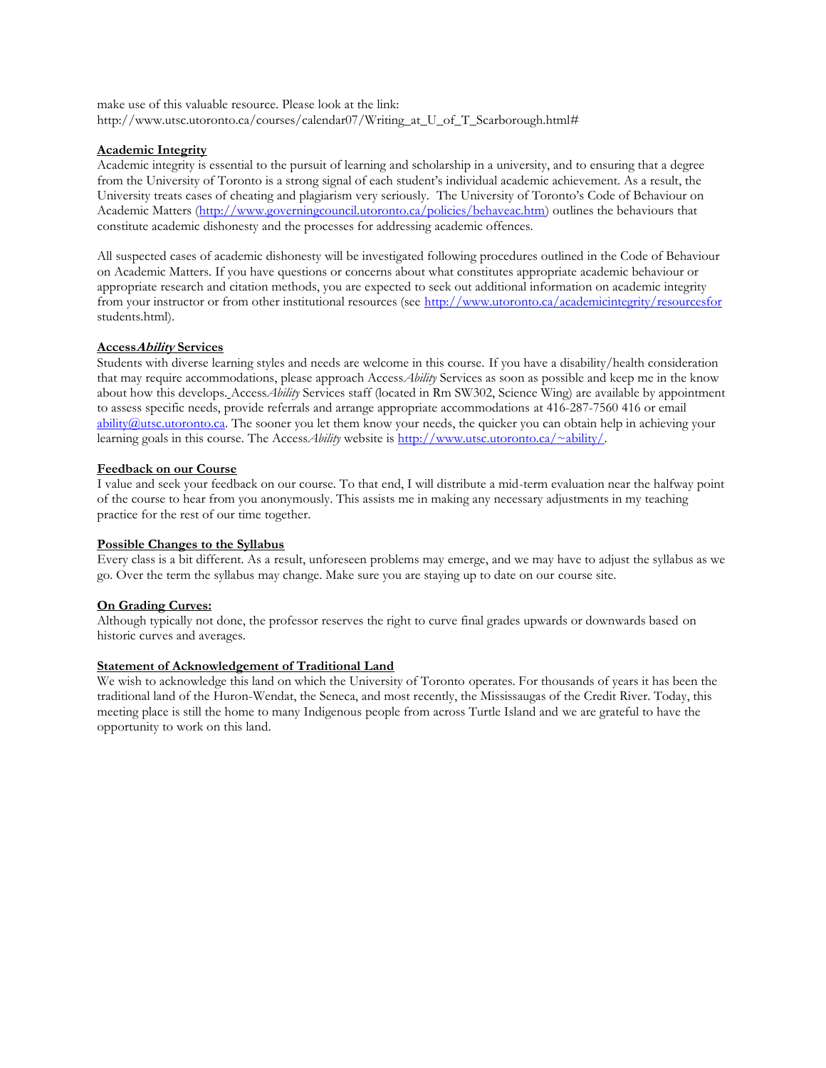make use of this valuable resource. Please look at the link: http://www.utsc.utoronto.ca/courses/calendar07/Writing_at_U_of_T_Scarborough.html#

**Academic Integrity**

Academic integrity is essential to the pursuit of learning and scholarship in a university, and to ensuring that a degree from the University of Toronto is a strong signal of each student's individual academic achievement. As a result, the University treats cases of cheating and plagiarism very seriously. The University of Toronto's Code of Behaviour on Academic Matters (http://www.governingcouncil.utoronto.ca/policies/behaveac.htm) outlines the behaviours that constitute academic dishonesty and the processes for addressing academic offences.

All suspected cases of academic dishonesty will be investigated following procedures outlined in the Code of Behaviour on Academic Matters. If you have questions or concerns about what constitutes appropriate academic behaviour or appropriate research and citation methods, you are expected to seek out additional information on academic integrity from your instructor or from other institutional resources (see http://www.utoronto.ca/academicintegrity/resourcesforstudents.html).

**Access*Ability* Services**

Students with diverse learning styles and needs are welcome in this course. If you have a disability/health consideration that may require accommodations, please approach Access*Ability* Services as soon as possible and keep me in the know about how this develops. Access*Ability* Services staff (located in Rm SW302, Science Wing) are available by appointment to assess specific needs, provide referrals and arrange appropriate accommodations at 416-287-7560 416 or email ability@utsc.utoronto.ca. The sooner you let them know your needs, the quicker you can obtain help in achieving your learning goals in this course. The Access*Ability* website is http://www.utsc.utoronto.ca/~ability/.

**Feedback on our Course**

I value and seek your feedback on our course. To that end, I will distribute a mid-term evaluation near the halfway point of the course to hear from you anonymously. This assists me in making any necessary adjustments in my teaching practice for the rest of our time together.

**Possible Changes to the Syllabus**

Every class is a bit different. As a result, unforeseen problems may emerge, and we may have to adjust the syllabus as we go. Over the term the syllabus may change. Make sure you are staying up to date on our course site.

**On Grading Curves:**

Although typically not done, the professor reserves the right to curve final grades upwards or downwards based on historic curves and averages.

**Statement of Acknowledgement of Traditional Land**

We wish to acknowledge this land on which the University of Toronto operates. For thousands of years it has been the traditional land of the Huron-Wendat, the Seneca, and most recently, the Mississaugas of the Credit River. Today, this meeting place is still the home to many Indigenous people from across Turtle Island and we are grateful to have the opportunity to work on this land.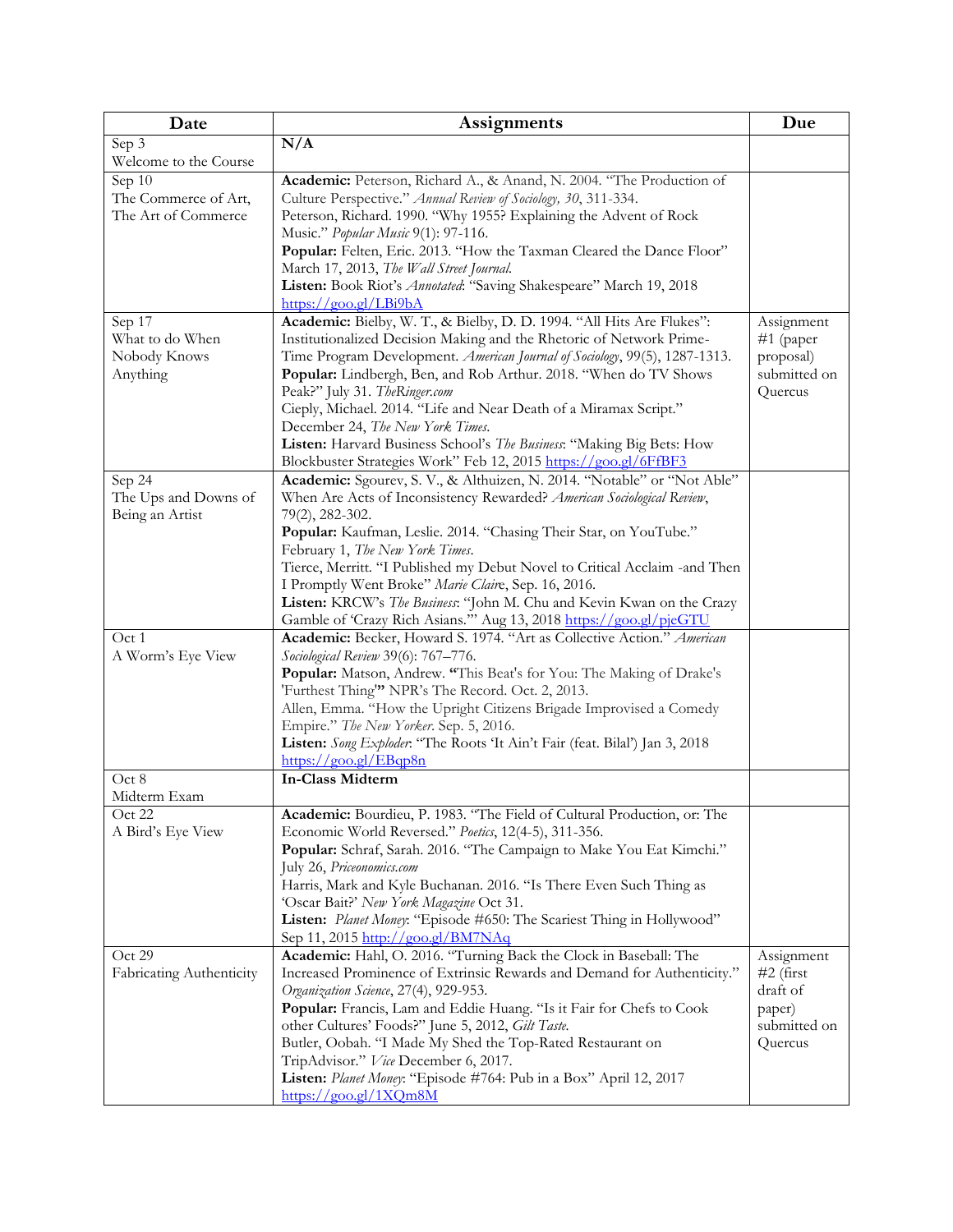| Date | Assignments | Due |
|---|---|---|
| Sep 3<br>Welcome to the Course | **N/A** | |
| Sep 10<br>The Commerce of Art, The Art of Commerce | **Academic:** Peterson, Richard A., & Anand, N. 2004. "The Production of Culture Perspective." *Annual Review of Sociology, 30*, 311-334.<br>Peterson, Richard. 1990. "Why 1955? Explaining the Advent of Rock Music." *Popular Music* 9(1): 97-116.<br>**Popular:** Felten, Eric. 2013. "How the Taxman Cleared the Dance Floor" March 17, 2013, *The Wall Street Journal.*<br>**Listen:** Book Riot's *Annotated*: "Saving Shakespeare" March 19, 2018 https://goo.gl/LBi9bA | |
| Sep 17<br>What to do When Nobody Knows Anything | **Academic:** Bielby, W. T., & Bielby, D. D. 1994. "All Hits Are Flukes": Institutionalized Decision Making and the Rhetoric of Network Prime-Time Program Development. *American Journal of Sociology*, 99(5), 1287-1313.<br>**Popular:** Lindbergh, Ben, and Rob Arthur. 2018. "When do TV Shows Peak?" July 31. *TheRinger.com*<br>Cieply, Michael. 2014. "Life and Near Death of a Miramax Script." December 24, *The New York Times*.<br>**Listen:** Harvard Business School's *The Business*: "Making Big Bets: How Blockbuster Strategies Work" Feb 12, 2015 https://goo.gl/6FfBF3 | Assignment #1 (paper proposal) submitted on Quercus |
| Sep 24<br>The Ups and Downs of Being an Artist | **Academic:** Sgourev, S. V., & Althuizen, N. 2014. "Notable" or "Not Able" When Are Acts of Inconsistency Rewarded? *American Sociological Review*, 79(2), 282-302.<br>**Popular:** Kaufman, Leslie. 2014. "Chasing Their Star, on YouTube." February 1, *The New York Times*.<br>Tierce, Merritt. "I Published my Debut Novel to Critical Acclaim -and Then I Promptly Went Broke" *Marie Claire*, Sep. 16, 2016.<br>**Listen:** KRCW's *The Business*: "John M. Chu and Kevin Kwan on the Crazy Gamble of 'Crazy Rich Asians.'" Aug 13, 2018 https://goo.gl/pjeGTU | |
| Oct 1<br>A Worm's Eye View | **Academic:** Becker, Howard S. 1974. "Art as Collective Action." *American Sociological Review* 39(6): 767–776.<br>**Popular:** Matson, Andrew. **"**This Beat's for You: The Making of Drake's 'Furthest Thing'**"** NPR's The Record. Oct. 2, 2013.<br>Allen, Emma. "How the Upright Citizens Brigade Improvised a Comedy Empire." *The New Yorker*. Sep. 5, 2016.<br>**Listen:** *Song Exploder*: "The Roots 'It Ain't Fair (feat. Bilal') Jan 3, 2018 https://goo.gl/EBqp8n | |
| Oct 8<br>Midterm Exam | **In-Class Midterm** | |
| Oct 22<br>A Bird's Eye View | **Academic:** Bourdieu, P. 1983. "The Field of Cultural Production, or: The Economic World Reversed." *Poetics*, 12(4-5), 311-356.<br>**Popular:** Schraf, Sarah. 2016. "The Campaign to Make You Eat Kimchi." July 26, *Priceonomics.com*<br>Harris, Mark and Kyle Buchanan. 2016. "Is There Even Such Thing as 'Oscar Bait?' *New York Magazine* Oct 31.<br>**Listen:** *Planet Money*: "Episode #650: The Scariest Thing in Hollywood" Sep 11, 2015 http://goo.gl/BM7NAq | |
| Oct 29<br>Fabricating Authenticity | **Academic:** Hahl, O. 2016. "Turning Back the Clock in Baseball: The Increased Prominence of Extrinsic Rewards and Demand for Authenticity." *Organization Science*, 27(4), 929-953.<br>**Popular:** Francis, Lam and Eddie Huang. "Is it Fair for Chefs to Cook other Cultures' Foods?" June 5, 2012, *Gilt Taste.*<br>Butler, Oobah. "I Made My Shed the Top-Rated Restaurant on TripAdvisor." *Vice* December 6, 2017.<br>**Listen:** *Planet Money*: "Episode #764: Pub in a Box" April 12, 2017 https://goo.gl/1XQm8M | Assignment #2 (first draft of paper) submitted on Quercus |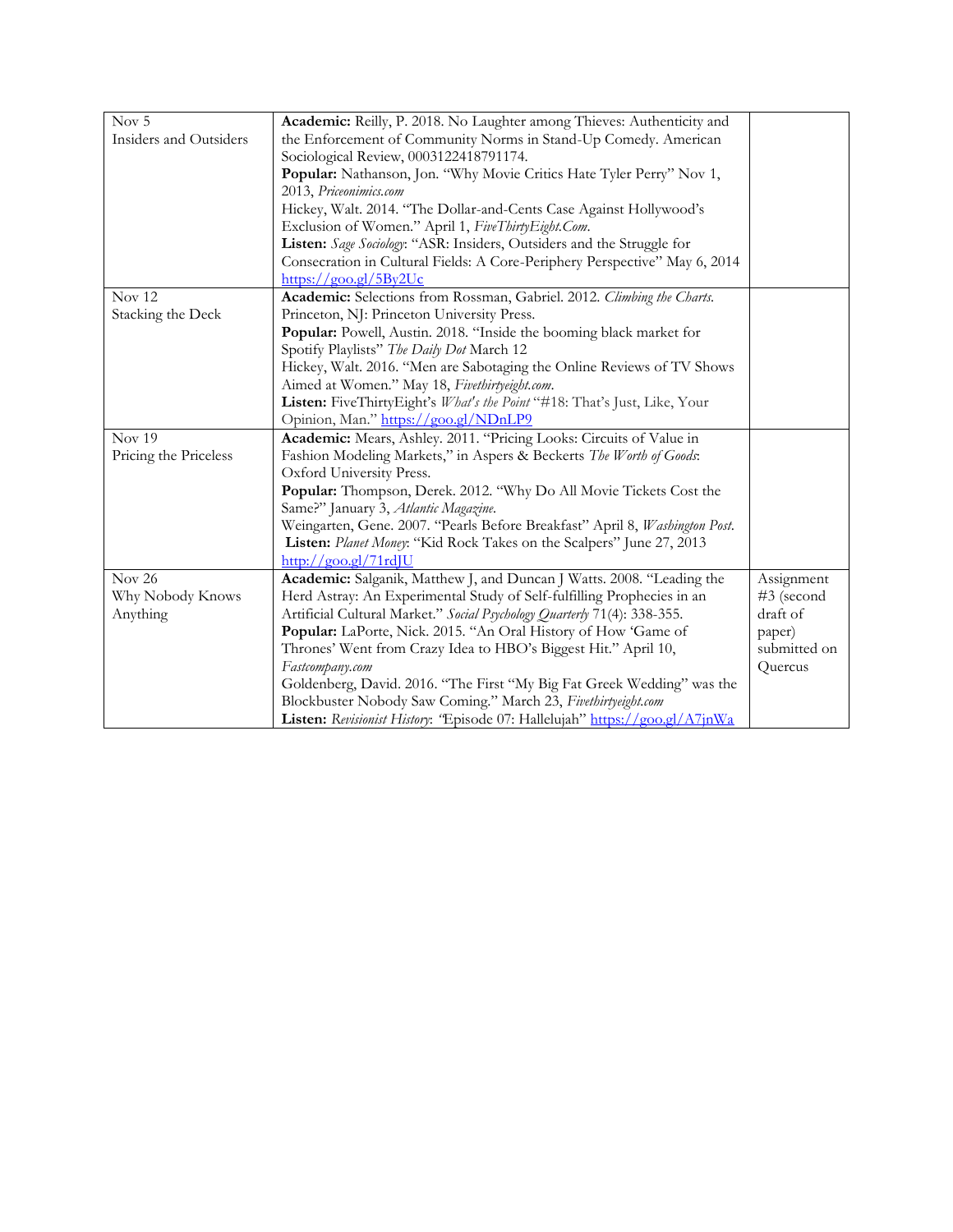| | | |
|---|---|---|
| Nov 5<br>Insiders and Outsiders | **Academic:** Reilly, P. 2018. No Laughter among Thieves: Authenticity and the Enforcement of Community Norms in Stand-Up Comedy. American Sociological Review, 0003122418791174.<br>**Popular:** Nathanson, Jon. "Why Movie Critics Hate Tyler Perry" Nov 1, 2013, *Priceonimics.com*<br>Hickey, Walt. 2014. "The Dollar-and-Cents Case Against Hollywood's Exclusion of Women." April 1, *FiveThirtyEight.Com*.<br>**Listen:** *Sage Sociology*: "ASR: Insiders, Outsiders and the Struggle for Consecration in Cultural Fields: A Core-Periphery Perspective" May 6, 2014 https://goo.gl/5By2Uc | |
| Nov 12<br>Stacking the Deck | **Academic:** Selections from Rossman, Gabriel. 2012. *Climbing the Charts.* Princeton, NJ: Princeton University Press.<br>**Popular:** Powell, Austin. 2018. "Inside the booming black market for Spotify Playlists" *The Daily Dot* March 12<br>Hickey, Walt. 2016. "Men are Sabotaging the Online Reviews of TV Shows Aimed at Women." May 18, *Fivethirtyeight.com*.<br>**Listen:** FiveThirtyEight's *What's the Point* "#18: That's Just, Like, Your Opinion, Man." https://goo.gl/NDnLP9 | |
| Nov 19<br>Pricing the Priceless | **Academic:** Mears, Ashley. 2011. "Pricing Looks: Circuits of Value in Fashion Modeling Markets," in Aspers & Beckerts *The Worth of Goods*: Oxford University Press.<br>**Popular:** Thompson, Derek. 2012. "Why Do All Movie Tickets Cost the Same?" January 3, *Atlantic Magazine*.<br>Weingarten, Gene. 2007. "Pearls Before Breakfast" April 8, *Washington Post*.<br>**Listen:** *Planet Money*: "Kid Rock Takes on the Scalpers" June 27, 2013 http://goo.gl/71rdJU | |
| Nov 26<br>Why Nobody Knows Anything | **Academic:** Salganik, Matthew J, and Duncan J Watts. 2008. "Leading the Herd Astray: An Experimental Study of Self-fulfilling Prophecies in an Artificial Cultural Market." *Social Psychology Quarterly* 71(4): 338-355.<br>**Popular:** LaPorte, Nick. 2015. "An Oral History of How 'Game of Thrones' Went from Crazy Idea to HBO's Biggest Hit." April 10, *Fastcompany.com*<br>Goldenberg, David. 2016. "The First "My Big Fat Greek Wedding" was the Blockbuster Nobody Saw Coming." March 23, *Fivethirtyeight.com*<br>**Listen:** *Revisionist History*: "Episode 07: Hallelujah" https://goo.gl/A7jnWa | Assignment #3 (second draft of paper) submitted on Quercus |